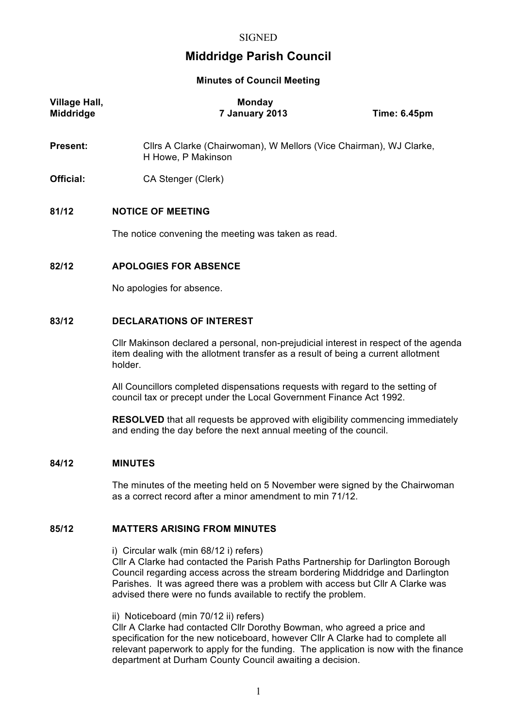SIGNED

# Middridge Parish Council

**Minutes of Council Meeting**

| **Village Hall, Middridge** | **Monday 7 January 2013** | **Time: 6.45pm** |
|---|---|---|

**Present:** Cllrs A Clarke (Chairwoman), W Mellors (Vice Chairman), WJ Clarke, H Howe, P Makinson

**Official:** CA Stenger (Clerk)

## 81/12 NOTICE OF MEETING

The notice convening the meeting was taken as read.

## 82/12 APOLOGIES FOR ABSENCE

No apologies for absence.

## 83/12 DECLARATIONS OF INTEREST

Cllr Makinson declared a personal, non-prejudicial interest in respect of the agenda item dealing with the allotment transfer as a result of being a current allotment holder.

All Councillors completed dispensations requests with regard to the setting of council tax or precept under the Local Government Finance Act 1992.

**RESOLVED** that all requests be approved with eligibility commencing immediately and ending the day before the next annual meeting of the council.

## 84/12 MINUTES

The minutes of the meeting held on 5 November were signed by the Chairwoman as a correct record after a minor amendment to min 71/12.

## 85/12 MATTERS ARISING FROM MINUTES

i) Circular walk (min 68/12 i) refers)
Cllr A Clarke had contacted the Parish Paths Partnership for Darlington Borough Council regarding access across the stream bordering Middridge and Darlington Parishes. It was agreed there was a problem with access but Cllr A Clarke was advised there were no funds available to rectify the problem.

ii) Noticeboard (min 70/12 ii) refers)
Cllr A Clarke had contacted Cllr Dorothy Bowman, who agreed a price and specification for the new noticeboard, however Cllr A Clarke had to complete all relevant paperwork to apply for the funding. The application is now with the finance department at Durham County Council awaiting a decision.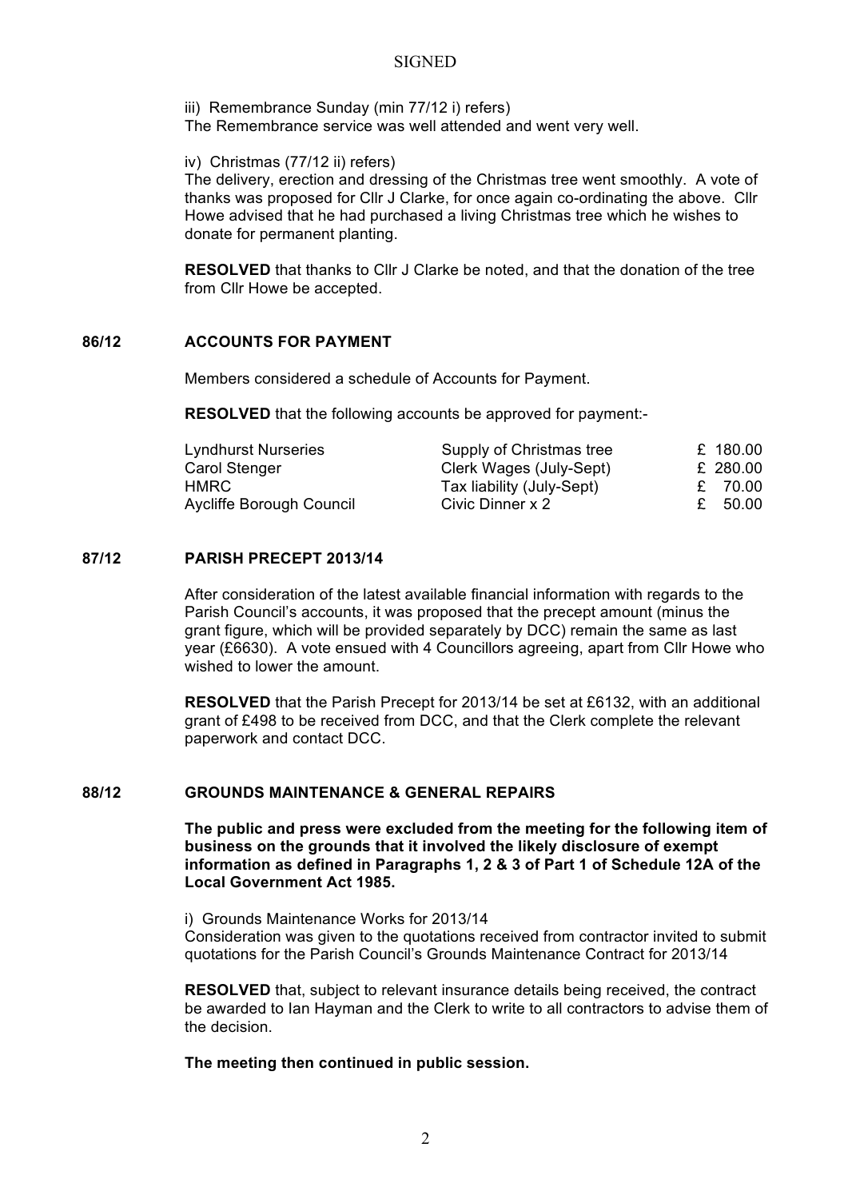SIGNED

iii) Remembrance Sunday (min 77/12 i) refers)
The Remembrance service was well attended and went very well.

iv) Christmas (77/12 ii) refers)
The delivery, erection and dressing of the Christmas tree went smoothly. A vote of thanks was proposed for Cllr J Clarke, for once again co-ordinating the above. Cllr Howe advised that he had purchased a living Christmas tree which he wishes to donate for permanent planting.

**RESOLVED** that thanks to Cllr J Clarke be noted, and that the donation of the tree from Cllr Howe be accepted.

## 86/12 ACCOUNTS FOR PAYMENT

Members considered a schedule of Accounts for Payment.

**RESOLVED** that the following accounts be approved for payment:-

| | | |
|---|---|---|
| Lyndhurst Nurseries | Supply of Christmas tree | £ 180.00 |
| Carol Stenger | Clerk Wages (July-Sept) | £ 280.00 |
| HMRC | Tax liability (July-Sept) | £ 70.00 |
| Aycliffe Borough Council | Civic Dinner x 2 | £ 50.00 |

## 87/12 PARISH PRECEPT 2013/14

After consideration of the latest available financial information with regards to the Parish Council's accounts, it was proposed that the precept amount (minus the grant figure, which will be provided separately by DCC) remain the same as last year (£6630). A vote ensued with 4 Councillors agreeing, apart from Cllr Howe who wished to lower the amount.

**RESOLVED** that the Parish Precept for 2013/14 be set at £6132, with an additional grant of £498 to be received from DCC, and that the Clerk complete the relevant paperwork and contact DCC.

## 88/12 GROUNDS MAINTENANCE & GENERAL REPAIRS

**The public and press were excluded from the meeting for the following item of business on the grounds that it involved the likely disclosure of exempt information as defined in Paragraphs 1, 2 & 3 of Part 1 of Schedule 12A of the Local Government Act 1985.**

i) Grounds Maintenance Works for 2013/14
Consideration was given to the quotations received from contractor invited to submit quotations for the Parish Council's Grounds Maintenance Contract for 2013/14

**RESOLVED** that, subject to relevant insurance details being received, the contract be awarded to Ian Hayman and the Clerk to write to all contractors to advise them of the decision.

**The meeting then continued in public session.**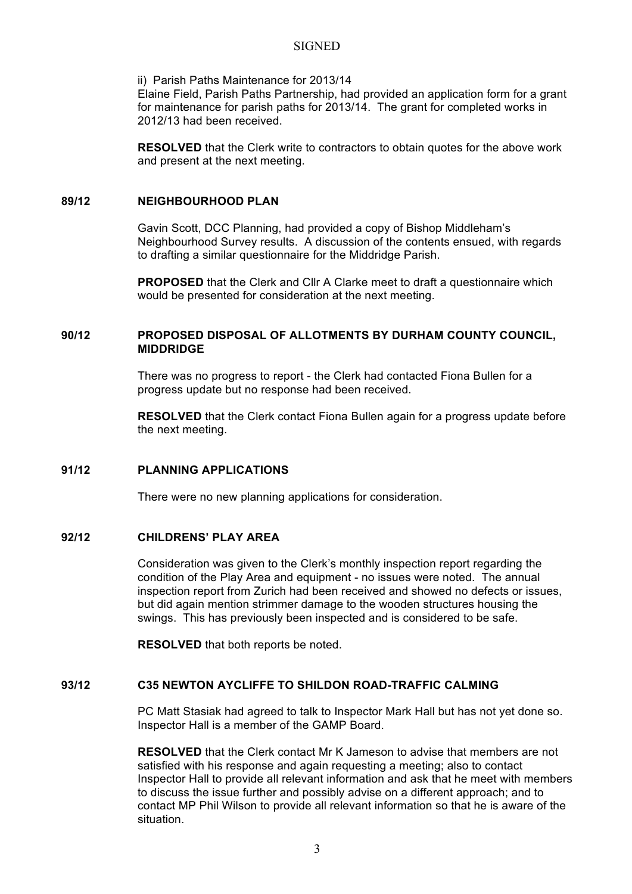ii) Parish Paths Maintenance for 2013/14

Elaine Field, Parish Paths Partnership, had provided an application form for a grant for maintenance for parish paths for 2013/14. The grant for completed works in 2012/13 had been received.

**RESOLVED** that the Clerk write to contractors to obtain quotes for the above work and present at the next meeting.

## 89/12 NEIGHBOURHOOD PLAN

Gavin Scott, DCC Planning, had provided a copy of Bishop Middleham's Neighbourhood Survey results. A discussion of the contents ensued, with regards to drafting a similar questionnaire for the Middridge Parish.

**PROPOSED** that the Clerk and Cllr A Clarke meet to draft a questionnaire which would be presented for consideration at the next meeting.

## 90/12 PROPOSED DISPOSAL OF ALLOTMENTS BY DURHAM COUNTY COUNCIL, MIDDRIDGE

There was no progress to report - the Clerk had contacted Fiona Bullen for a progress update but no response had been received.

**RESOLVED** that the Clerk contact Fiona Bullen again for a progress update before the next meeting.

## 91/12 PLANNING APPLICATIONS

There were no new planning applications for consideration.

## 92/12 CHILDRENS' PLAY AREA

Consideration was given to the Clerk's monthly inspection report regarding the condition of the Play Area and equipment - no issues were noted. The annual inspection report from Zurich had been received and showed no defects or issues, but did again mention strimmer damage to the wooden structures housing the swings. This has previously been inspected and is considered to be safe.

**RESOLVED** that both reports be noted.

## 93/12 C35 NEWTON AYCLIFFE TO SHILDON ROAD-TRAFFIC CALMING

PC Matt Stasiak had agreed to talk to Inspector Mark Hall but has not yet done so. Inspector Hall is a member of the GAMP Board.

**RESOLVED** that the Clerk contact Mr K Jameson to advise that members are not satisfied with his response and again requesting a meeting; also to contact Inspector Hall to provide all relevant information and ask that he meet with members to discuss the issue further and possibly advise on a different approach; and to contact MP Phil Wilson to provide all relevant information so that he is aware of the situation.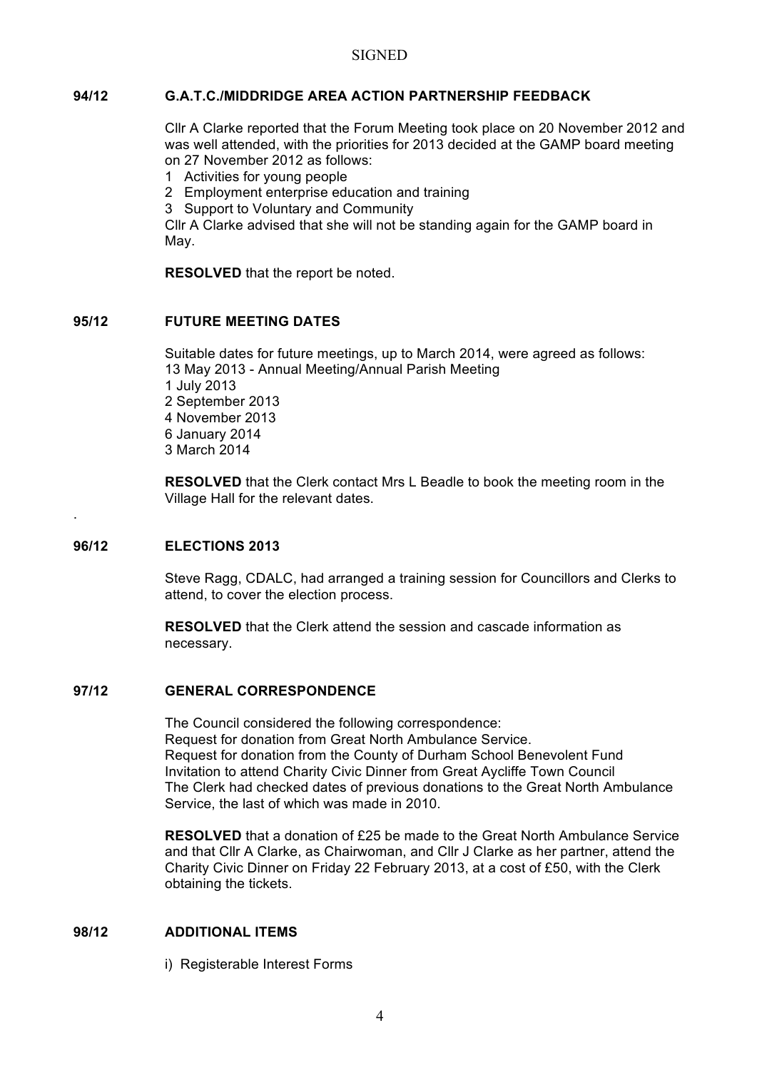## 94/12 G.A.T.C./MIDDRIDGE AREA ACTION PARTNERSHIP FEEDBACK

Cllr A Clarke reported that the Forum Meeting took place on 20 November 2012 and was well attended, with the priorities for 2013 decided at the GAMP board meeting on 27 November 2012 as follows:

1. Activities for young people
2. Employment enterprise education and training
3. Support to Voluntary and Community

Cllr A Clarke advised that she will not be standing again for the GAMP board in May.

**RESOLVED** that the report be noted.

## 95/12 FUTURE MEETING DATES

Suitable dates for future meetings, up to March 2014, were agreed as follows:
13 May 2013 - Annual Meeting/Annual Parish Meeting
1 July 2013
2 September 2013
4 November 2013
6 January 2014
3 March 2014

**RESOLVED** that the Clerk contact Mrs L Beadle to book the meeting room in the Village Hall for the relevant dates.

## 96/12 ELECTIONS 2013

Steve Ragg, CDALC, had arranged a training session for Councillors and Clerks to attend, to cover the election process.

**RESOLVED** that the Clerk attend the session and cascade information as necessary.

## 97/12 GENERAL CORRESPONDENCE

The Council considered the following correspondence:
Request for donation from Great North Ambulance Service.
Request for donation from the County of Durham School Benevolent Fund
Invitation to attend Charity Civic Dinner from Great Aycliffe Town Council
The Clerk had checked dates of previous donations to the Great North Ambulance Service, the last of which was made in 2010.

**RESOLVED** that a donation of £25 be made to the Great North Ambulance Service and that Cllr A Clarke, as Chairwoman, and Cllr J Clarke as her partner, attend the Charity Civic Dinner on Friday 22 February 2013, at a cost of £50, with the Clerk obtaining the tickets.

## 98/12 ADDITIONAL ITEMS

i) Registerable Interest Forms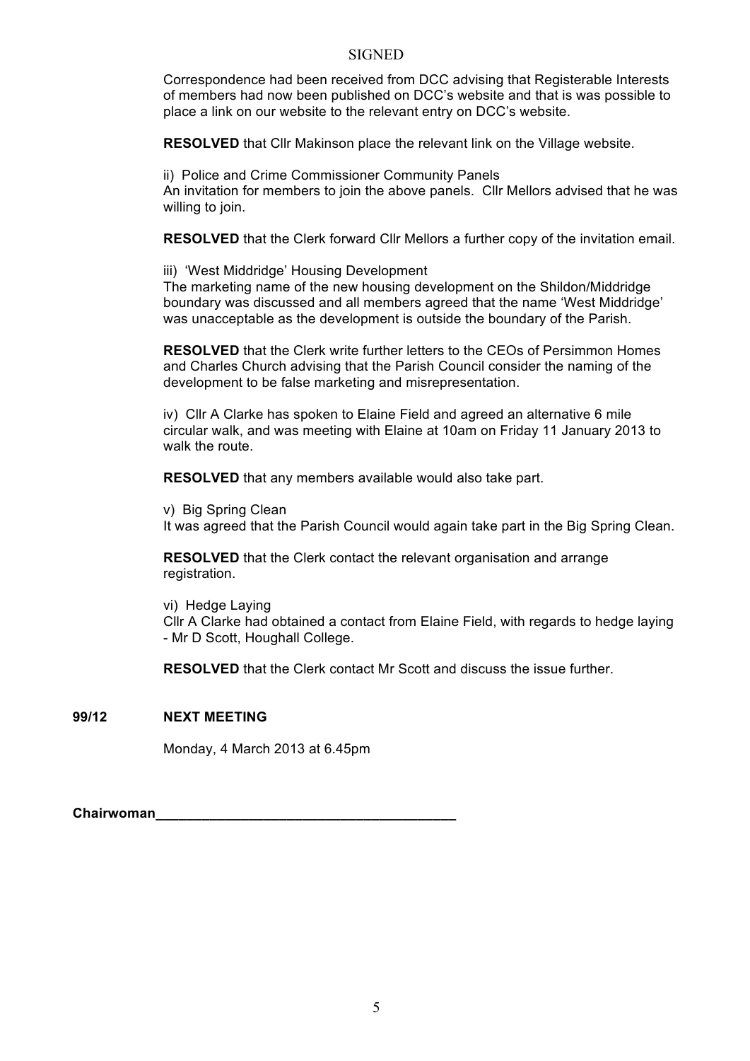SIGNED

Correspondence had been received from DCC advising that Registerable Interests of members had now been published on DCC's website and that is was possible to place a link on our website to the relevant entry on DCC's website.

**RESOLVED** that Cllr Makinson place the relevant link on the Village website.

ii) Police and Crime Commissioner Community Panels
An invitation for members to join the above panels. Cllr Mellors advised that he was willing to join.

**RESOLVED** that the Clerk forward Cllr Mellors a further copy of the invitation email.

iii) 'West Middridge' Housing Development
The marketing name of the new housing development on the Shildon/Middridge boundary was discussed and all members agreed that the name 'West Middridge' was unacceptable as the development is outside the boundary of the Parish.

**RESOLVED** that the Clerk write further letters to the CEOs of Persimmon Homes and Charles Church advising that the Parish Council consider the naming of the development to be false marketing and misrepresentation.

iv) Cllr A Clarke has spoken to Elaine Field and agreed an alternative 6 mile circular walk, and was meeting with Elaine at 10am on Friday 11 January 2013 to walk the route.

**RESOLVED** that any members available would also take part.

v) Big Spring Clean
It was agreed that the Parish Council would again take part in the Big Spring Clean.

**RESOLVED** that the Clerk contact the relevant organisation and arrange registration.

vi) Hedge Laying
Cllr A Clarke had obtained a contact from Elaine Field, with regards to hedge laying - Mr D Scott, Houghall College.

**RESOLVED** that the Clerk contact Mr Scott and discuss the issue further.

**99/12 NEXT MEETING**

Monday, 4 March 2013 at 6.45pm

**Chairwoman**\_\_\_\_\_\_\_\_\_\_\_\_\_\_\_\_\_\_\_\_\_\_\_\_\_\_\_\_\_\_\_\_\_\_\_\_\_\_\_\_